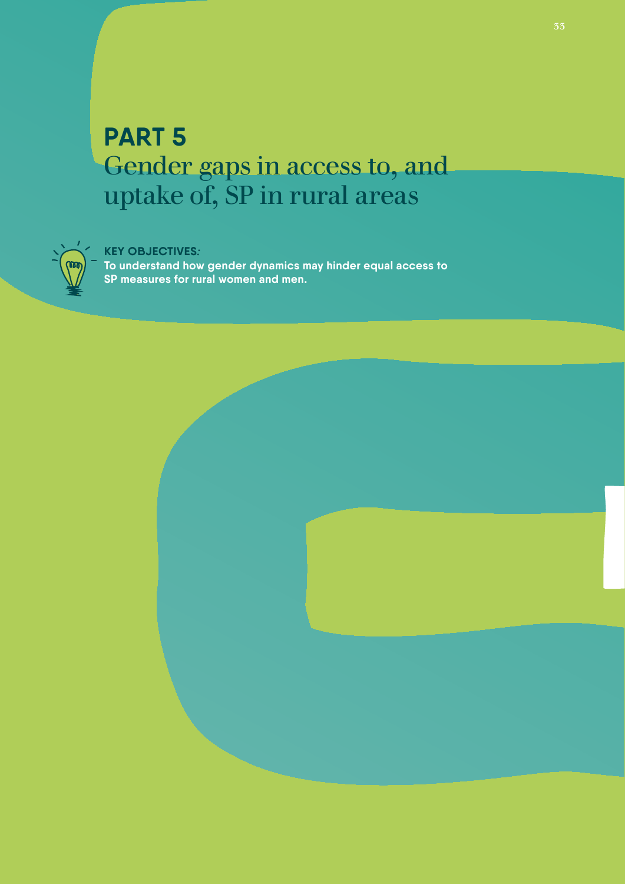# PART 5
## Gender gaps in access to, and uptake of, SP in rural areas

**KEY OBJECTIVES:**
**To understand how gender dynamics may hinder equal access to SP measures for rural women and men.**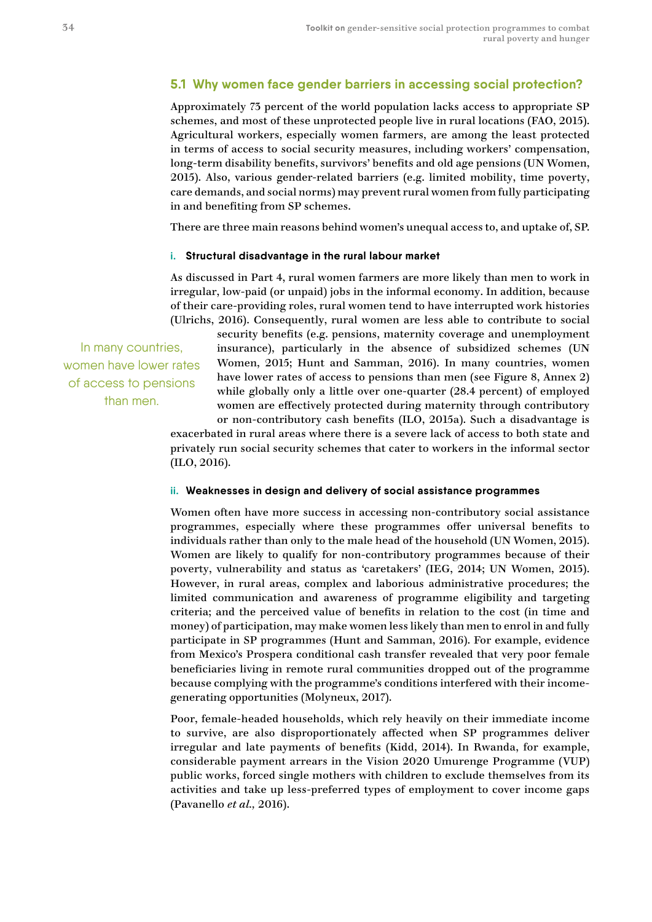## 5.1 Why women face gender barriers in accessing social protection?

Approximately 73 percent of the world population lacks access to appropriate SP schemes, and most of these unprotected people live in rural locations (FAO, 2015). Agricultural workers, especially women farmers, are among the least protected in terms of access to social security measures, including workers' compensation, long-term disability benefits, survivors' benefits and old age pensions (UN Women, 2015). Also, various gender-related barriers (e.g. limited mobility, time poverty, care demands, and social norms) may prevent rural women from fully participating in and benefiting from SP schemes.

There are three main reasons behind women's unequal access to, and uptake of, SP.

### i. Structural disadvantage in the rural labour market

As discussed in Part 4, rural women farmers are more likely than men to work in irregular, low-paid (or unpaid) jobs in the informal economy. In addition, because of their care-providing roles, rural women tend to have interrupted work histories (Ulrichs, 2016). Consequently, rural women are less able to contribute to social security benefits (e.g. pensions, maternity coverage and unemployment insurance), particularly in the absence of subsidized schemes (UN Women, 2015; Hunt and Samman, 2016). In many countries, women have lower rates of access to pensions than men (see Figure 8, Annex 2) while globally only a little over one-quarter (28.4 percent) of employed women are effectively protected during maternity through contributory or non-contributory cash benefits (ILO, 2015a). Such a disadvantage is exacerbated in rural areas where there is a severe lack of access to both state and privately run social security schemes that cater to workers in the informal sector (ILO, 2016).

> In many countries, women have lower rates of access to pensions than men.

### ii. Weaknesses in design and delivery of social assistance programmes

Women often have more success in accessing non-contributory social assistance programmes, especially where these programmes offer universal benefits to individuals rather than only to the male head of the household (UN Women, 2015). Women are likely to qualify for non-contributory programmes because of their poverty, vulnerability and status as 'caretakers' (IEG, 2014; UN Women, 2015). However, in rural areas, complex and laborious administrative procedures; the limited communication and awareness of programme eligibility and targeting criteria; and the perceived value of benefits in relation to the cost (in time and money) of participation, may make women less likely than men to enrol in and fully participate in SP programmes (Hunt and Samman, 2016). For example, evidence from Mexico's Prospera conditional cash transfer revealed that very poor female beneficiaries living in remote rural communities dropped out of the programme because complying with the programme's conditions interfered with their income-generating opportunities (Molyneux, 2017).

Poor, female-headed households, which rely heavily on their immediate income to survive, are also disproportionately affected when SP programmes deliver irregular and late payments of benefits (Kidd, 2014). In Rwanda, for example, considerable payment arrears in the Vision 2020 Umurenge Programme (VUP) public works, forced single mothers with children to exclude themselves from its activities and take up less-preferred types of employment to cover income gaps (Pavanello *et al.*, 2016).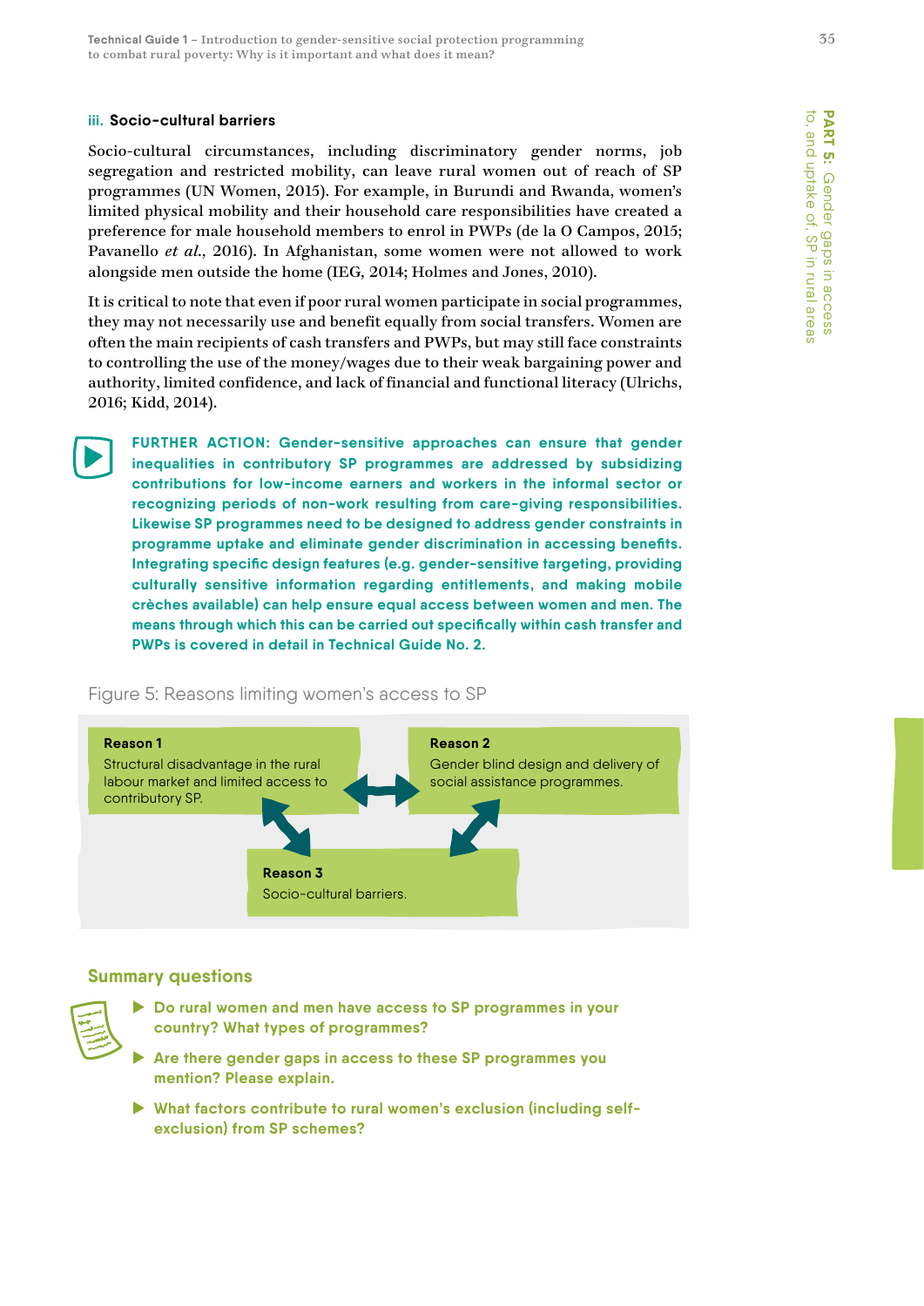### iii. Socio-cultural barriers

Socio-cultural circumstances, including discriminatory gender norms, job segregation and restricted mobility, can leave rural women out of reach of SP programmes (UN Women, 2015). For example, in Burundi and Rwanda, women's limited physical mobility and their household care responsibilities have created a preference for male household members to enrol in PWPs (de la O Campos, 2015; Pavanello *et al.*, 2016). In Afghanistan, some women were not allowed to work alongside men outside the home (IEG, 2014; Holmes and Jones, 2010).

It is critical to note that even if poor rural women participate in social programmes, they may not necessarily use and benefit equally from social transfers. Women are often the main recipients of cash transfers and PWPs, but may still face constraints to controlling the use of the money/wages due to their weak bargaining power and authority, limited confidence, and lack of financial and functional literacy (Ulrichs, 2016; Kidd, 2014).

**FURTHER ACTION: Gender-sensitive approaches can ensure that gender inequalities in contributory SP programmes are addressed by subsidizing contributions for low-income earners and workers in the informal sector or recognizing periods of non-work resulting from care-giving responsibilities. Likewise SP programmes need to be designed to address gender constraints in programme uptake and eliminate gender discrimination in accessing benefits. Integrating specific design features (e.g. gender-sensitive targeting, providing culturally sensitive information regarding entitlements, and making mobile crèches available) can help ensure equal access between women and men. The means through which this can be carried out specifically within cash transfer and PWPs is covered in detail in Technical Guide No. 2.**

Figure 5: Reasons limiting women's access to SP

**Reason 1**
Structural disadvantage in the rural labour market and limited access to contributory SP.

**Reason 2**
Gender blind design and delivery of social assistance programmes.

**Reason 3**
Socio-cultural barriers.

## Summary questions

- **Do rural women and men have access to SP programmes in your country? What types of programmes?**
- **Are there gender gaps in access to these SP programmes you mention? Please explain.**
- **What factors contribute to rural women's exclusion (including self-exclusion) from SP schemes?**